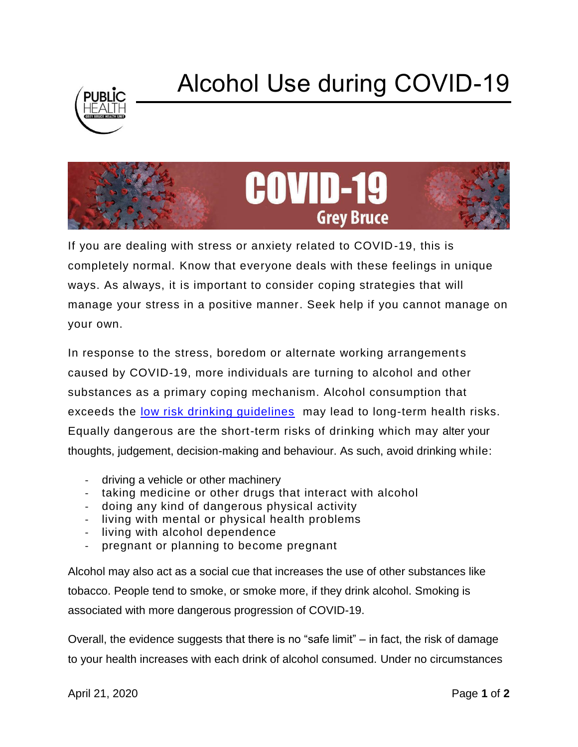# Alcohol Use during COVID-19

If you are dealing with stress or anxiety related to COVID-19, this is completely normal. Know that everyone deals with these feelings in unique ways. As always, it is important to consider coping strategies that will manage your stress in a positive manner. Seek help if you cannot manage on your own.

In response to the stress, boredom or alternate working arrangements caused by COVID-19, more individuals are turning to alcohol and other substances as a primary coping mechanism. Alcohol consumption that exceeds the low risk drinking guidelines may lead to long-term health risks. Equally dangerous are the short-term risks of drinking which may alter your thoughts, judgement, decision-making and behaviour. As such, avoid drinking while:

- driving a vehicle or other machinery
- taking medicine or other drugs that interact with alcohol
- doing any kind of dangerous physical activity
- living with mental or physical health problems
- living with alcohol dependence
- pregnant or planning to become pregnant

Alcohol may also act as a social cue that increases the use of other substances like tobacco. People tend to smoke, or smoke more, if they drink alcohol. Smoking is associated with more dangerous progression of COVID-19.

Overall, the evidence suggests that there is no "safe limit" – in fact, the risk of damage to your health increases with each drink of alcohol consumed. Under no circumstances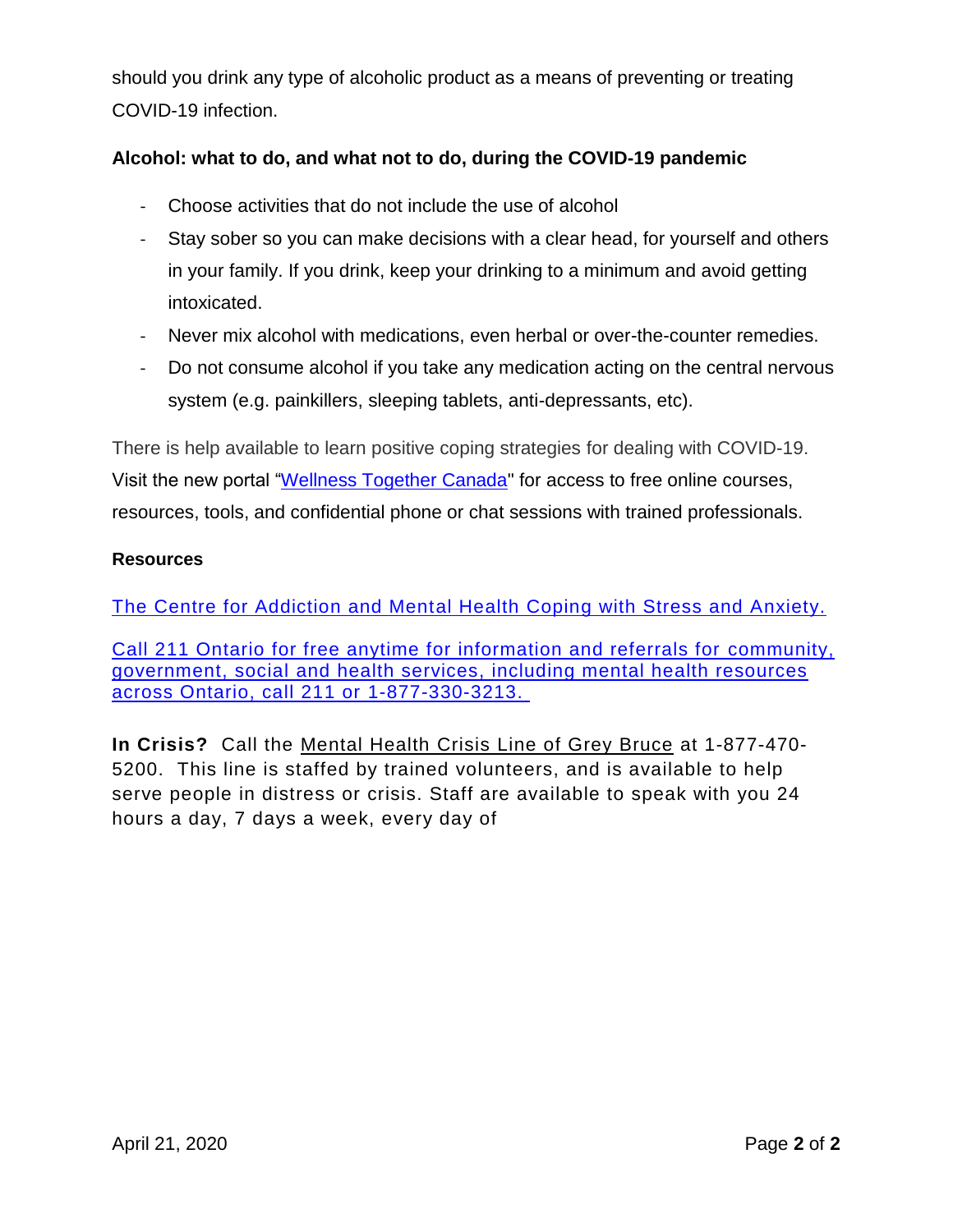should you drink any type of alcoholic product as a means of preventing or treating COVID-19 infection.

**Alcohol: what to do, and what not to do, during the COVID-19 pandemic**

- Choose activities that do not include the use of alcohol
- Stay sober so you can make decisions with a clear head, for yourself and others in your family. If you drink, keep your drinking to a minimum and avoid getting intoxicated.
- Never mix alcohol with medications, even herbal or over-the-counter remedies.
- Do not consume alcohol if you take any medication acting on the central nervous system (e.g. painkillers, sleeping tablets, anti-depressants, etc).

There is help available to learn positive coping strategies for dealing with COVID-19. Visit the new portal "Wellness Together Canada" for access to free online courses, resources, tools, and confidential phone or chat sessions with trained professionals.

**Resources**

The Centre for Addiction and Mental Health Coping with Stress and Anxiety.

Call 211 Ontario for free anytime for information and referrals for community, government, social and health services, including mental health resources across Ontario, call 211 or 1-877-330-3213.

**In Crisis?** Call the Mental Health Crisis Line of Grey Bruce at 1-877-470-5200. This line is staffed by trained volunteers, and is available to help serve people in distress or crisis. Staff are available to speak with you 24 hours a day, 7 days a week, every day of

April 21, 2020